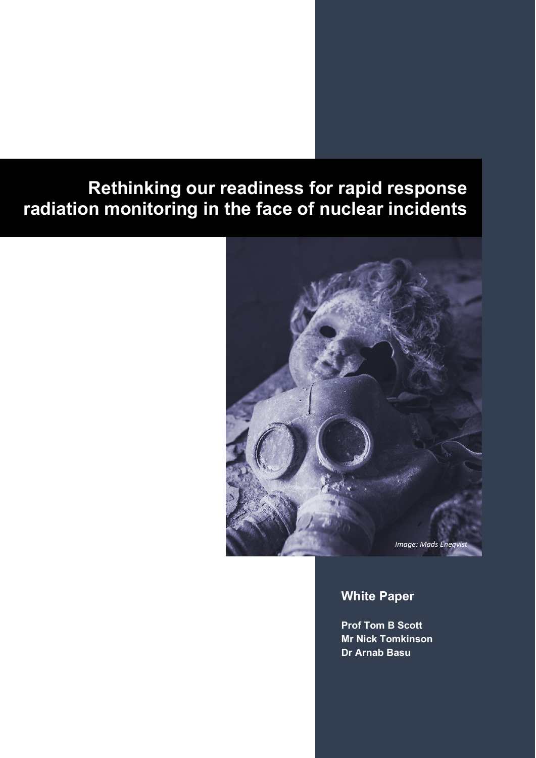# Rethinking our readiness for rapid response radiation monitoring in the face of nuclear incidents

*Image: Mads Eneqvist*

**White Paper**

**Prof Tom B Scott**
**Mr Nick Tomkinson**
**Dr Arnab Basu**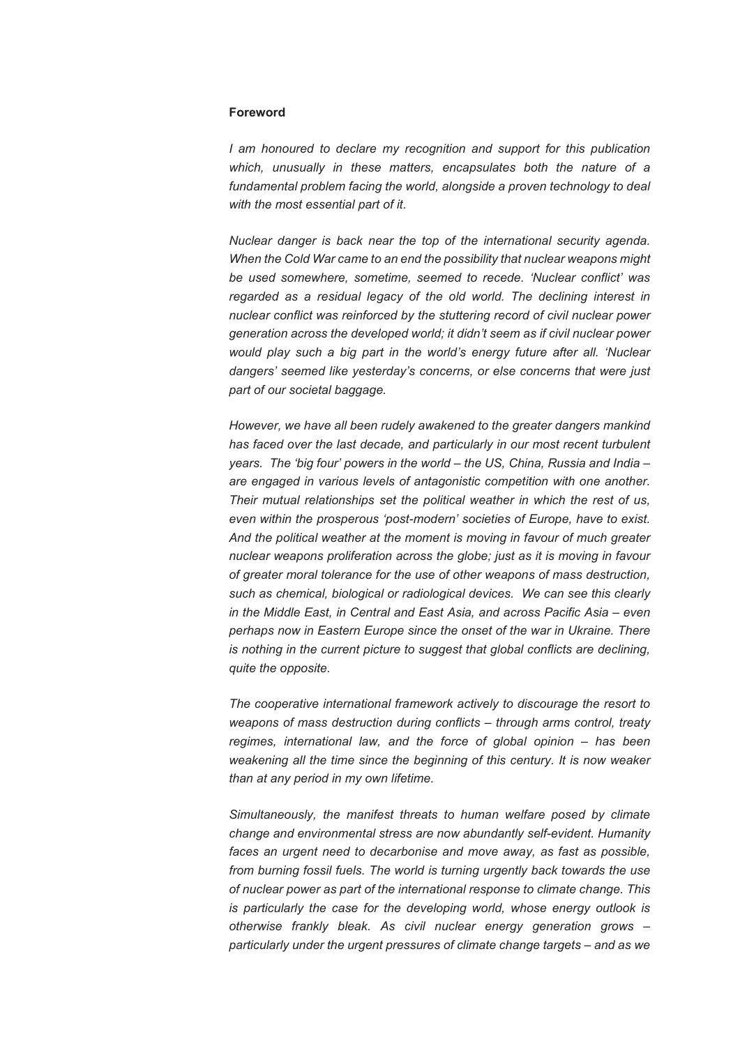**Foreword**

*I am honoured to declare my recognition and support for this publication which, unusually in these matters, encapsulates both the nature of a fundamental problem facing the world, alongside a proven technology to deal with the most essential part of it.*

*Nuclear danger is back near the top of the international security agenda. When the Cold War came to an end the possibility that nuclear weapons might be used somewhere, sometime, seemed to recede. 'Nuclear conflict' was regarded as a residual legacy of the old world. The declining interest in nuclear conflict was reinforced by the stuttering record of civil nuclear power generation across the developed world; it didn't seem as if civil nuclear power would play such a big part in the world's energy future after all. 'Nuclear dangers' seemed like yesterday's concerns, or else concerns that were just part of our societal baggage.*

*However, we have all been rudely awakened to the greater dangers mankind has faced over the last decade, and particularly in our most recent turbulent years. The 'big four' powers in the world – the US, China, Russia and India – are engaged in various levels of antagonistic competition with one another. Their mutual relationships set the political weather in which the rest of us, even within the prosperous 'post-modern' societies of Europe, have to exist. And the political weather at the moment is moving in favour of much greater nuclear weapons proliferation across the globe; just as it is moving in favour of greater moral tolerance for the use of other weapons of mass destruction, such as chemical, biological or radiological devices. We can see this clearly in the Middle East, in Central and East Asia, and across Pacific Asia – even perhaps now in Eastern Europe since the onset of the war in Ukraine. There is nothing in the current picture to suggest that global conflicts are declining, quite the opposite.*

*The cooperative international framework actively to discourage the resort to weapons of mass destruction during conflicts – through arms control, treaty regimes, international law, and the force of global opinion – has been weakening all the time since the beginning of this century. It is now weaker than at any period in my own lifetime.*

*Simultaneously, the manifest threats to human welfare posed by climate change and environmental stress are now abundantly self-evident. Humanity faces an urgent need to decarbonise and move away, as fast as possible, from burning fossil fuels. The world is turning urgently back towards the use of nuclear power as part of the international response to climate change. This is particularly the case for the developing world, whose energy outlook is otherwise frankly bleak. As civil nuclear energy generation grows – particularly under the urgent pressures of climate change targets – and as we*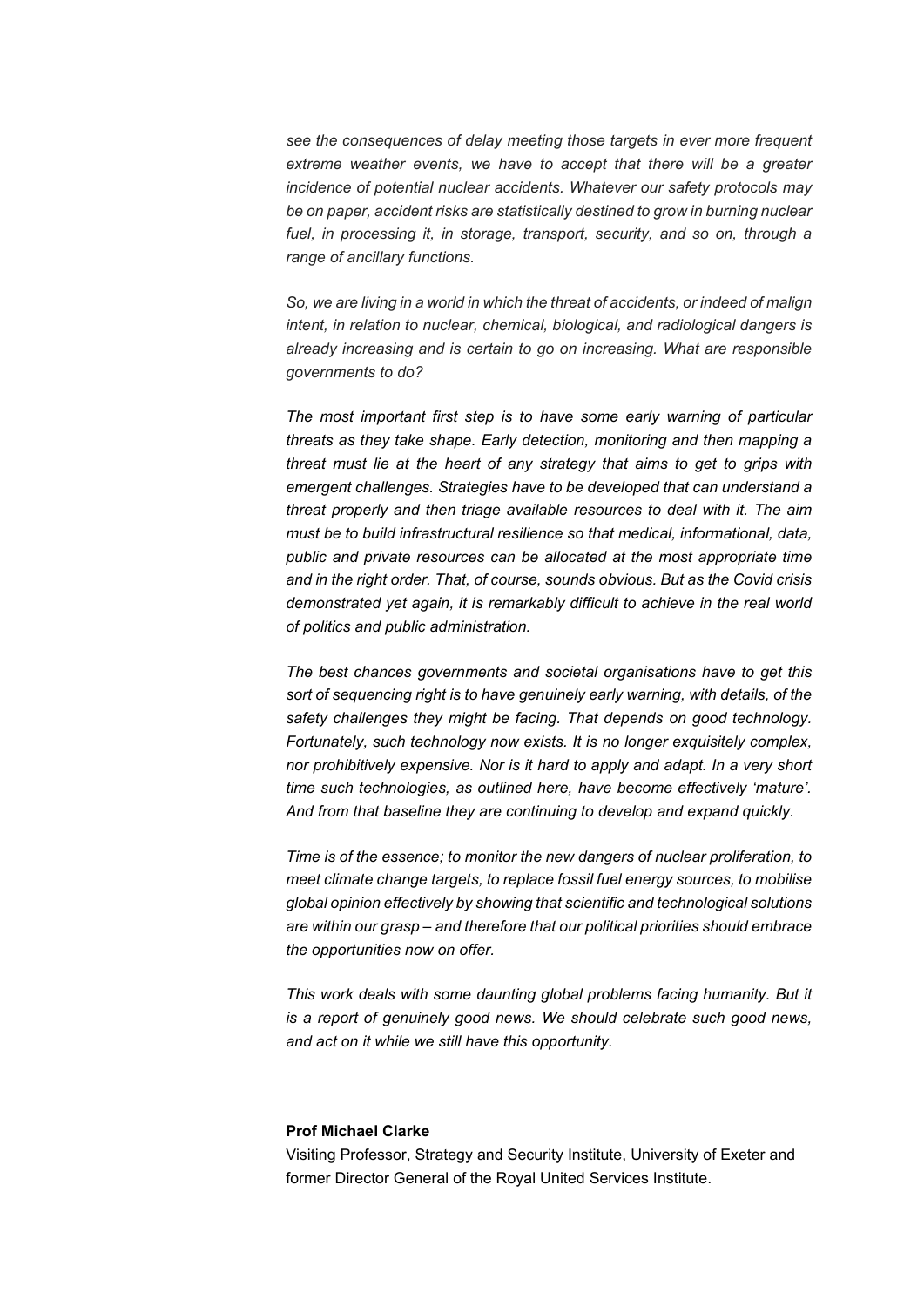*see the consequences of delay meeting those targets in ever more frequent extreme weather events, we have to accept that there will be a greater incidence of potential nuclear accidents. Whatever our safety protocols may be on paper, accident risks are statistically destined to grow in burning nuclear fuel, in processing it, in storage, transport, security, and so on, through a range of ancillary functions.*

*So, we are living in a world in which the threat of accidents, or indeed of malign intent, in relation to nuclear, chemical, biological, and radiological dangers is already increasing and is certain to go on increasing. What are responsible governments to do?*

*The most important first step is to have some early warning of particular threats as they take shape. Early detection, monitoring and then mapping a threat must lie at the heart of any strategy that aims to get to grips with emergent challenges. Strategies have to be developed that can understand a threat properly and then triage available resources to deal with it. The aim must be to build infrastructural resilience so that medical, informational, data, public and private resources can be allocated at the most appropriate time and in the right order. That, of course, sounds obvious. But as the Covid crisis demonstrated yet again, it is remarkably difficult to achieve in the real world of politics and public administration.*

*The best chances governments and societal organisations have to get this sort of sequencing right is to have genuinely early warning, with details, of the safety challenges they might be facing. That depends on good technology. Fortunately, such technology now exists. It is no longer exquisitely complex, nor prohibitively expensive. Nor is it hard to apply and adapt. In a very short time such technologies, as outlined here, have become effectively 'mature'. And from that baseline they are continuing to develop and expand quickly.*

*Time is of the essence; to monitor the new dangers of nuclear proliferation, to meet climate change targets, to replace fossil fuel energy sources, to mobilise global opinion effectively by showing that scientific and technological solutions are within our grasp – and therefore that our political priorities should embrace the opportunities now on offer.*

*This work deals with some daunting global problems facing humanity. But it is a report of genuinely good news. We should celebrate such good news, and act on it while we still have this opportunity.*

**Prof Michael Clarke**
Visiting Professor, Strategy and Security Institute, University of Exeter and former Director General of the Royal United Services Institute.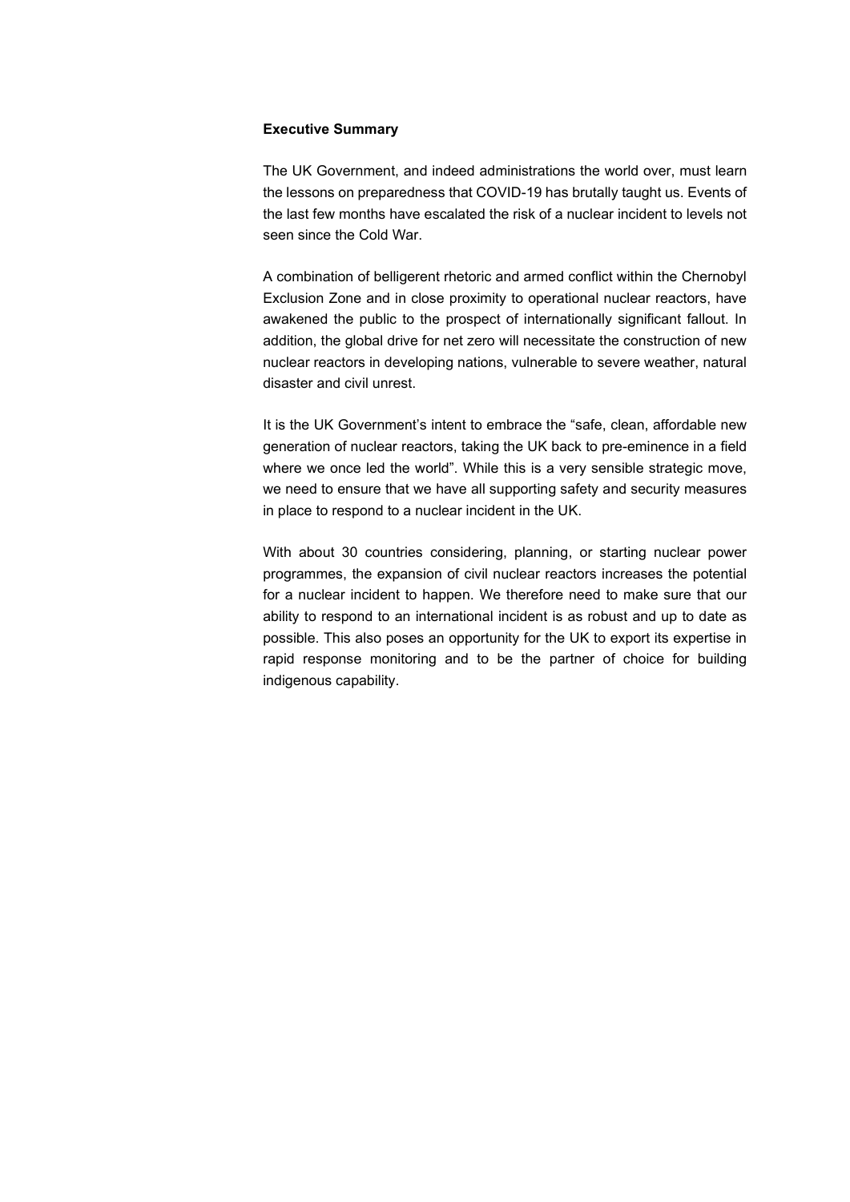**Executive Summary**

The UK Government, and indeed administrations the world over, must learn the lessons on preparedness that COVID-19 has brutally taught us. Events of the last few months have escalated the risk of a nuclear incident to levels not seen since the Cold War.

A combination of belligerent rhetoric and armed conflict within the Chernobyl Exclusion Zone and in close proximity to operational nuclear reactors, have awakened the public to the prospect of internationally significant fallout. In addition, the global drive for net zero will necessitate the construction of new nuclear reactors in developing nations, vulnerable to severe weather, natural disaster and civil unrest.

It is the UK Government's intent to embrace the "safe, clean, affordable new generation of nuclear reactors, taking the UK back to pre-eminence in a field where we once led the world". While this is a very sensible strategic move, we need to ensure that we have all supporting safety and security measures in place to respond to a nuclear incident in the UK.

With about 30 countries considering, planning, or starting nuclear power programmes, the expansion of civil nuclear reactors increases the potential for a nuclear incident to happen. We therefore need to make sure that our ability to respond to an international incident is as robust and up to date as possible. This also poses an opportunity for the UK to export its expertise in rapid response monitoring and to be the partner of choice for building indigenous capability.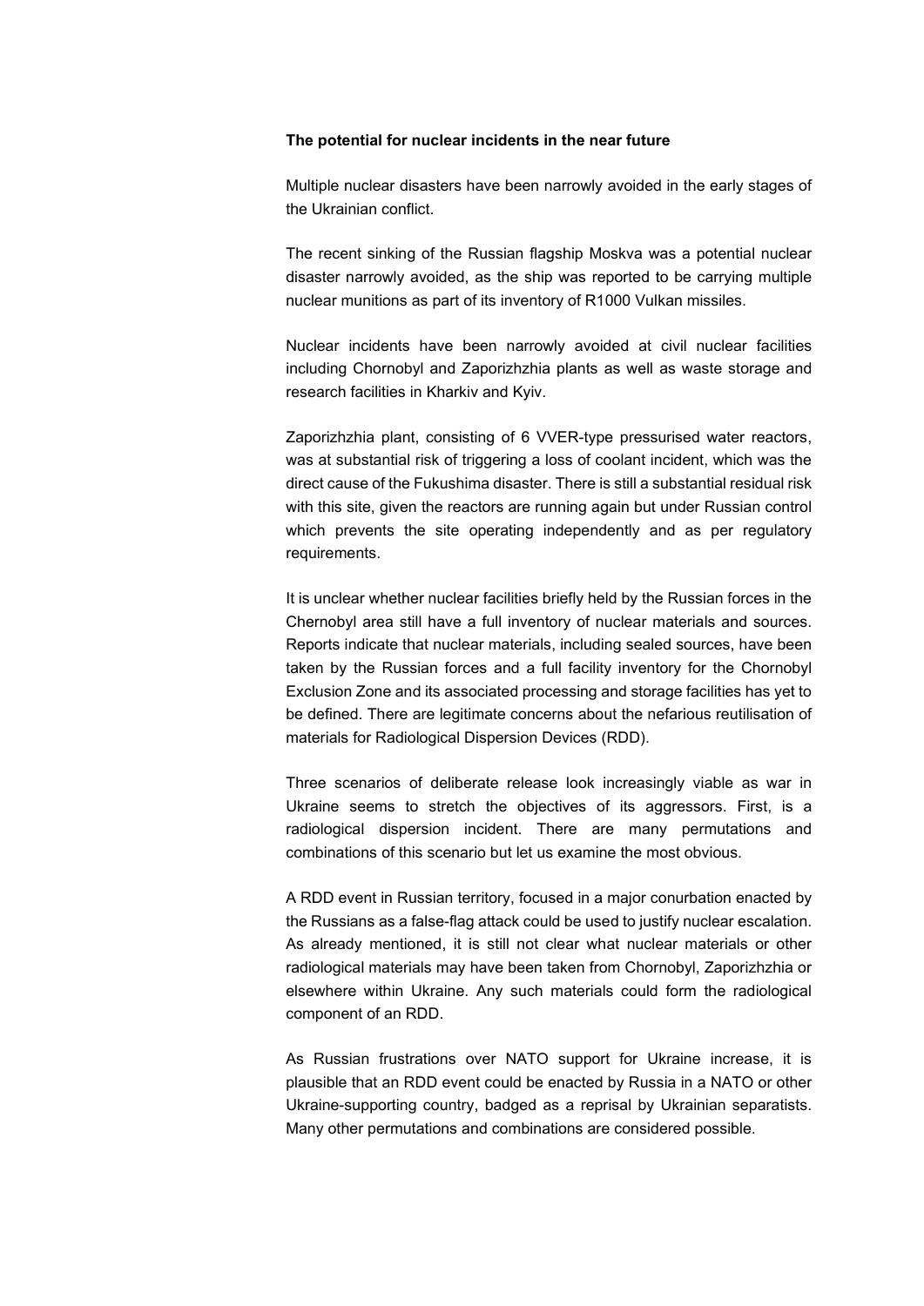**The potential for nuclear incidents in the near future**

Multiple nuclear disasters have been narrowly avoided in the early stages of the Ukrainian conflict.

The recent sinking of the Russian flagship Moskva was a potential nuclear disaster narrowly avoided, as the ship was reported to be carrying multiple nuclear munitions as part of its inventory of R1000 Vulkan missiles.

Nuclear incidents have been narrowly avoided at civil nuclear facilities including Chornobyl and Zaporizhzhia plants as well as waste storage and research facilities in Kharkiv and Kyiv.

Zaporizhzhia plant, consisting of 6 VVER-type pressurised water reactors, was at substantial risk of triggering a loss of coolant incident, which was the direct cause of the Fukushima disaster. There is still a substantial residual risk with this site, given the reactors are running again but under Russian control which prevents the site operating independently and as per regulatory requirements.

It is unclear whether nuclear facilities briefly held by the Russian forces in the Chernobyl area still have a full inventory of nuclear materials and sources. Reports indicate that nuclear materials, including sealed sources, have been taken by the Russian forces and a full facility inventory for the Chornobyl Exclusion Zone and its associated processing and storage facilities has yet to be defined. There are legitimate concerns about the nefarious reutilisation of materials for Radiological Dispersion Devices (RDD).

Three scenarios of deliberate release look increasingly viable as war in Ukraine seems to stretch the objectives of its aggressors. First, is a radiological dispersion incident. There are many permutations and combinations of this scenario but let us examine the most obvious.

A RDD event in Russian territory, focused in a major conurbation enacted by the Russians as a false-flag attack could be used to justify nuclear escalation. As already mentioned, it is still not clear what nuclear materials or other radiological materials may have been taken from Chornobyl, Zaporizhzhia or elsewhere within Ukraine. Any such materials could form the radiological component of an RDD.

As Russian frustrations over NATO support for Ukraine increase, it is plausible that an RDD event could be enacted by Russia in a NATO or other Ukraine-supporting country, badged as a reprisal by Ukrainian separatists. Many other permutations and combinations are considered possible.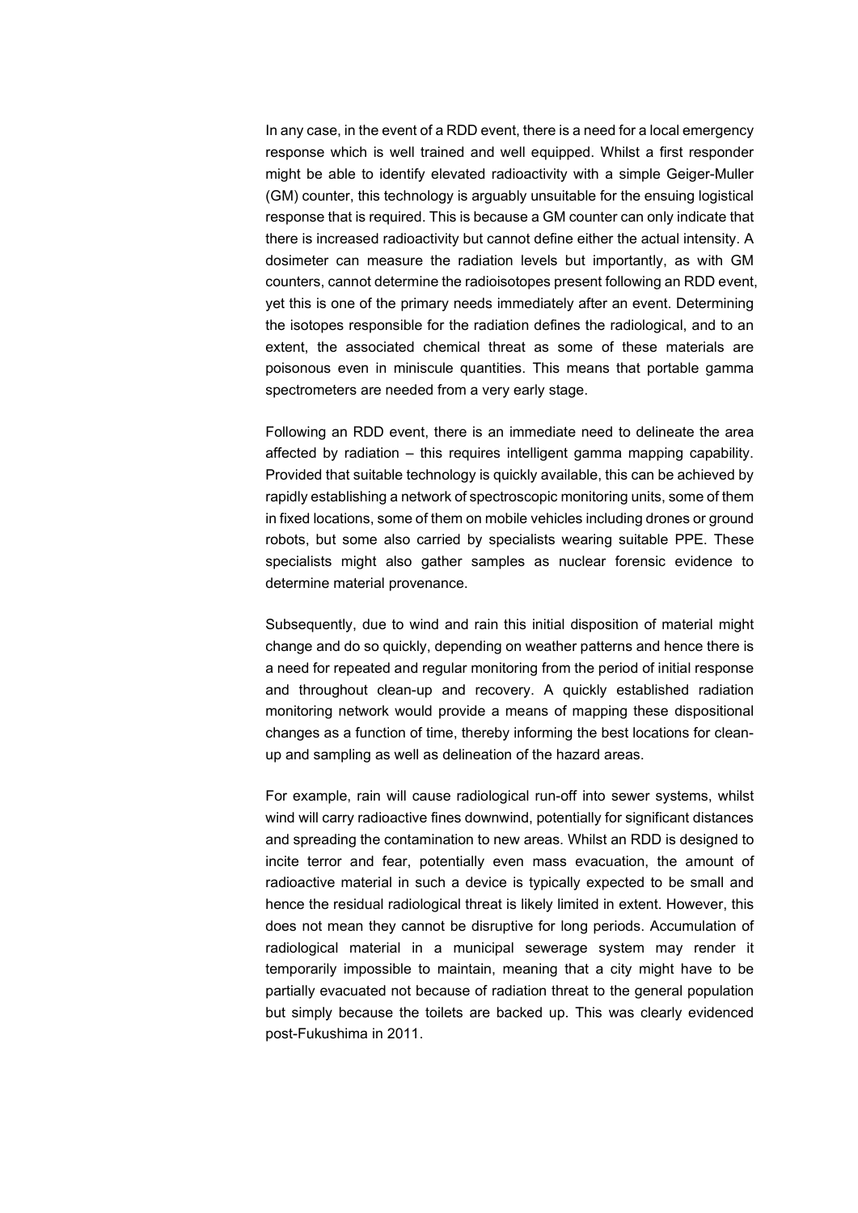In any case, in the event of a RDD event, there is a need for a local emergency response which is well trained and well equipped. Whilst a first responder might be able to identify elevated radioactivity with a simple Geiger-Muller (GM) counter, this technology is arguably unsuitable for the ensuing logistical response that is required. This is because a GM counter can only indicate that there is increased radioactivity but cannot define either the actual intensity. A dosimeter can measure the radiation levels but importantly, as with GM counters, cannot determine the radioisotopes present following an RDD event, yet this is one of the primary needs immediately after an event. Determining the isotopes responsible for the radiation defines the radiological, and to an extent, the associated chemical threat as some of these materials are poisonous even in miniscule quantities. This means that portable gamma spectrometers are needed from a very early stage.

Following an RDD event, there is an immediate need to delineate the area affected by radiation – this requires intelligent gamma mapping capability. Provided that suitable technology is quickly available, this can be achieved by rapidly establishing a network of spectroscopic monitoring units, some of them in fixed locations, some of them on mobile vehicles including drones or ground robots, but some also carried by specialists wearing suitable PPE. These specialists might also gather samples as nuclear forensic evidence to determine material provenance.

Subsequently, due to wind and rain this initial disposition of material might change and do so quickly, depending on weather patterns and hence there is a need for repeated and regular monitoring from the period of initial response and throughout clean-up and recovery. A quickly established radiation monitoring network would provide a means of mapping these dispositional changes as a function of time, thereby informing the best locations for clean-up and sampling as well as delineation of the hazard areas.

For example, rain will cause radiological run-off into sewer systems, whilst wind will carry radioactive fines downwind, potentially for significant distances and spreading the contamination to new areas. Whilst an RDD is designed to incite terror and fear, potentially even mass evacuation, the amount of radioactive material in such a device is typically expected to be small and hence the residual radiological threat is likely limited in extent. However, this does not mean they cannot be disruptive for long periods. Accumulation of radiological material in a municipal sewerage system may render it temporarily impossible to maintain, meaning that a city might have to be partially evacuated not because of radiation threat to the general population but simply because the toilets are backed up. This was clearly evidenced post-Fukushima in 2011.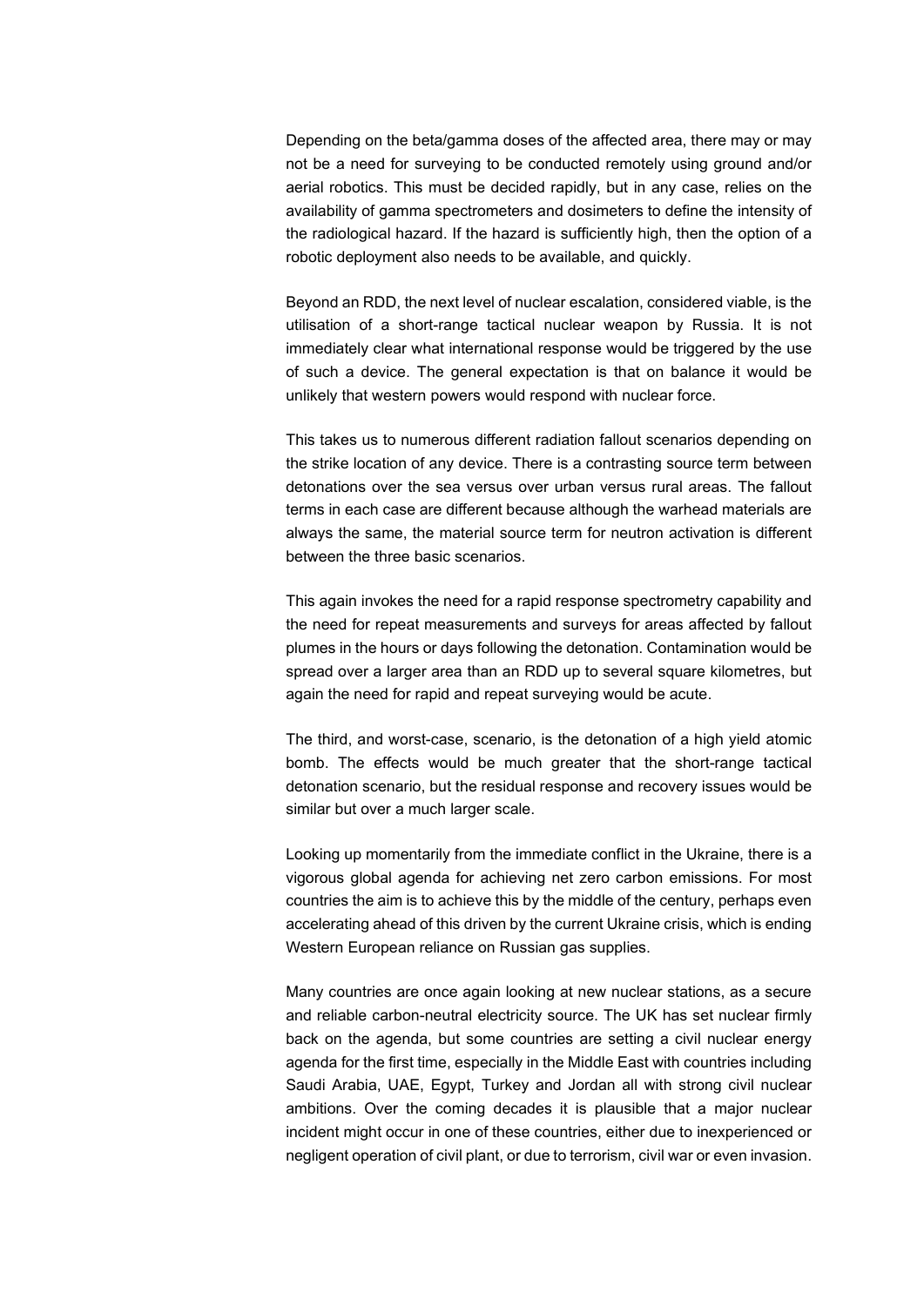Depending on the beta/gamma doses of the affected area, there may or may not be a need for surveying to be conducted remotely using ground and/or aerial robotics. This must be decided rapidly, but in any case, relies on the availability of gamma spectrometers and dosimeters to define the intensity of the radiological hazard. If the hazard is sufficiently high, then the option of a robotic deployment also needs to be available, and quickly.

Beyond an RDD, the next level of nuclear escalation, considered viable, is the utilisation of a short-range tactical nuclear weapon by Russia. It is not immediately clear what international response would be triggered by the use of such a device. The general expectation is that on balance it would be unlikely that western powers would respond with nuclear force.

This takes us to numerous different radiation fallout scenarios depending on the strike location of any device. There is a contrasting source term between detonations over the sea versus over urban versus rural areas. The fallout terms in each case are different because although the warhead materials are always the same, the material source term for neutron activation is different between the three basic scenarios.

This again invokes the need for a rapid response spectrometry capability and the need for repeat measurements and surveys for areas affected by fallout plumes in the hours or days following the detonation. Contamination would be spread over a larger area than an RDD up to several square kilometres, but again the need for rapid and repeat surveying would be acute.

The third, and worst-case, scenario, is the detonation of a high yield atomic bomb. The effects would be much greater that the short-range tactical detonation scenario, but the residual response and recovery issues would be similar but over a much larger scale.

Looking up momentarily from the immediate conflict in the Ukraine, there is a vigorous global agenda for achieving net zero carbon emissions. For most countries the aim is to achieve this by the middle of the century, perhaps even accelerating ahead of this driven by the current Ukraine crisis, which is ending Western European reliance on Russian gas supplies.

Many countries are once again looking at new nuclear stations, as a secure and reliable carbon-neutral electricity source. The UK has set nuclear firmly back on the agenda, but some countries are setting a civil nuclear energy agenda for the first time, especially in the Middle East with countries including Saudi Arabia, UAE, Egypt, Turkey and Jordan all with strong civil nuclear ambitions. Over the coming decades it is plausible that a major nuclear incident might occur in one of these countries, either due to inexperienced or negligent operation of civil plant, or due to terrorism, civil war or even invasion.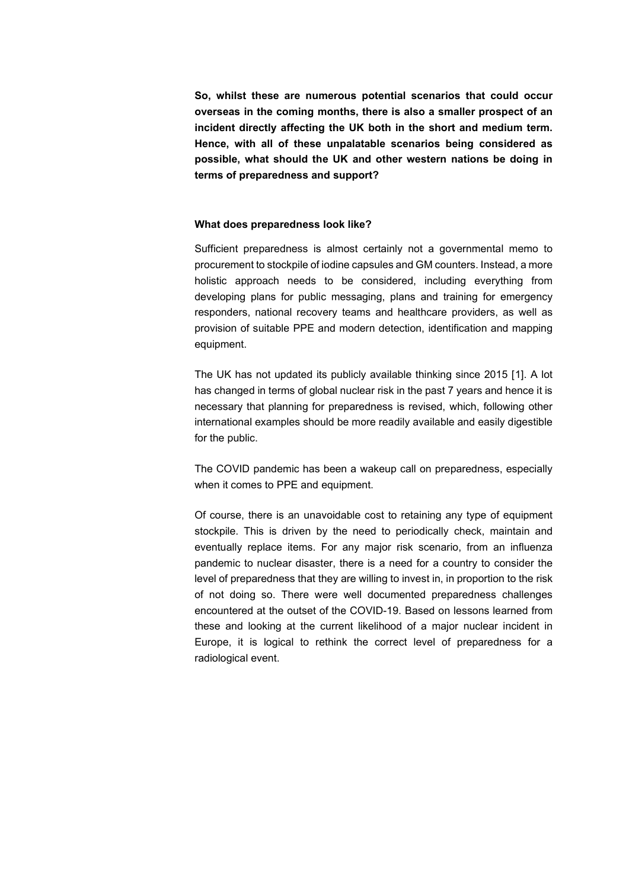**So, whilst these are numerous potential scenarios that could occur overseas in the coming months, there is also a smaller prospect of an incident directly affecting the UK both in the short and medium term. Hence, with all of these unpalatable scenarios being considered as possible, what should the UK and other western nations be doing in terms of preparedness and support?**

### What does preparedness look like?

Sufficient preparedness is almost certainly not a governmental memo to procurement to stockpile of iodine capsules and GM counters. Instead, a more holistic approach needs to be considered, including everything from developing plans for public messaging, plans and training for emergency responders, national recovery teams and healthcare providers, as well as provision of suitable PPE and modern detection, identification and mapping equipment.

The UK has not updated its publicly available thinking since 2015 [1]. A lot has changed in terms of global nuclear risk in the past 7 years and hence it is necessary that planning for preparedness is revised, which, following other international examples should be more readily available and easily digestible for the public.

The COVID pandemic has been a wakeup call on preparedness, especially when it comes to PPE and equipment.

Of course, there is an unavoidable cost to retaining any type of equipment stockpile. This is driven by the need to periodically check, maintain and eventually replace items. For any major risk scenario, from an influenza pandemic to nuclear disaster, there is a need for a country to consider the level of preparedness that they are willing to invest in, in proportion to the risk of not doing so. There were well documented preparedness challenges encountered at the outset of the COVID-19. Based on lessons learned from these and looking at the current likelihood of a major nuclear incident in Europe, it is logical to rethink the correct level of preparedness for a radiological event.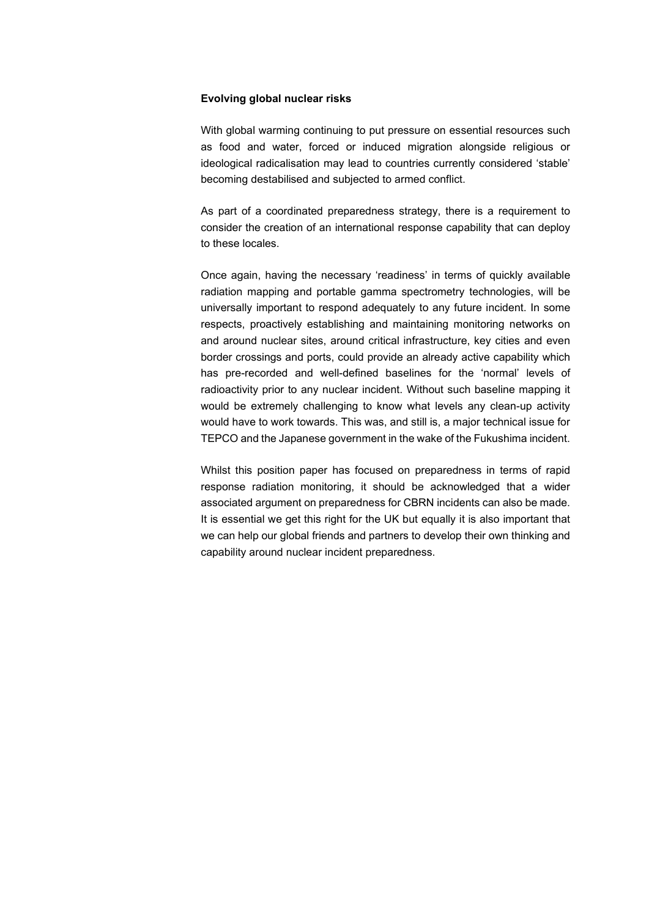**Evolving global nuclear risks**

With global warming continuing to put pressure on essential resources such as food and water, forced or induced migration alongside religious or ideological radicalisation may lead to countries currently considered 'stable' becoming destabilised and subjected to armed conflict.

As part of a coordinated preparedness strategy, there is a requirement to consider the creation of an international response capability that can deploy to these locales.

Once again, having the necessary 'readiness' in terms of quickly available radiation mapping and portable gamma spectrometry technologies, will be universally important to respond adequately to any future incident. In some respects, proactively establishing and maintaining monitoring networks on and around nuclear sites, around critical infrastructure, key cities and even border crossings and ports, could provide an already active capability which has pre-recorded and well-defined baselines for the 'normal' levels of radioactivity prior to any nuclear incident. Without such baseline mapping it would be extremely challenging to know what levels any clean-up activity would have to work towards. This was, and still is, a major technical issue for TEPCO and the Japanese government in the wake of the Fukushima incident.

Whilst this position paper has focused on preparedness in terms of rapid response radiation monitoring, it should be acknowledged that a wider associated argument on preparedness for CBRN incidents can also be made. It is essential we get this right for the UK but equally it is also important that we can help our global friends and partners to develop their own thinking and capability around nuclear incident preparedness.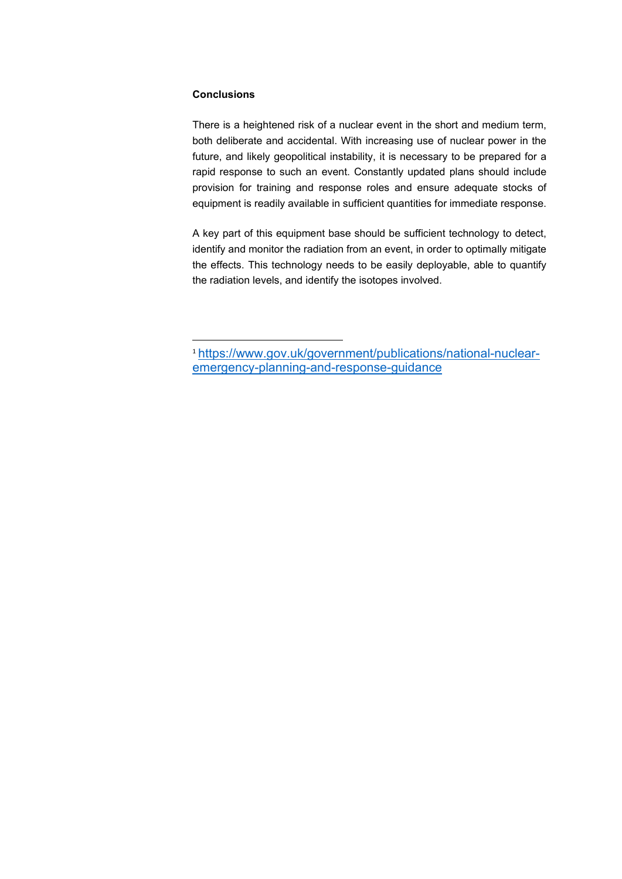**Conclusions**

There is a heightened risk of a nuclear event in the short and medium term, both deliberate and accidental. With increasing use of nuclear power in the future, and likely geopolitical instability, it is necessary to be prepared for a rapid response to such an event. Constantly updated plans should include provision for training and response roles and ensure adequate stocks of equipment is readily available in sufficient quantities for immediate response.

A key part of this equipment base should be sufficient technology to detect, identify and monitor the radiation from an event, in order to optimally mitigate the effects. This technology needs to be easily deployable, able to quantify the radiation levels, and identify the isotopes involved.

---

[1] https://www.gov.uk/government/publications/national-nuclear-emergency-planning-and-response-guidance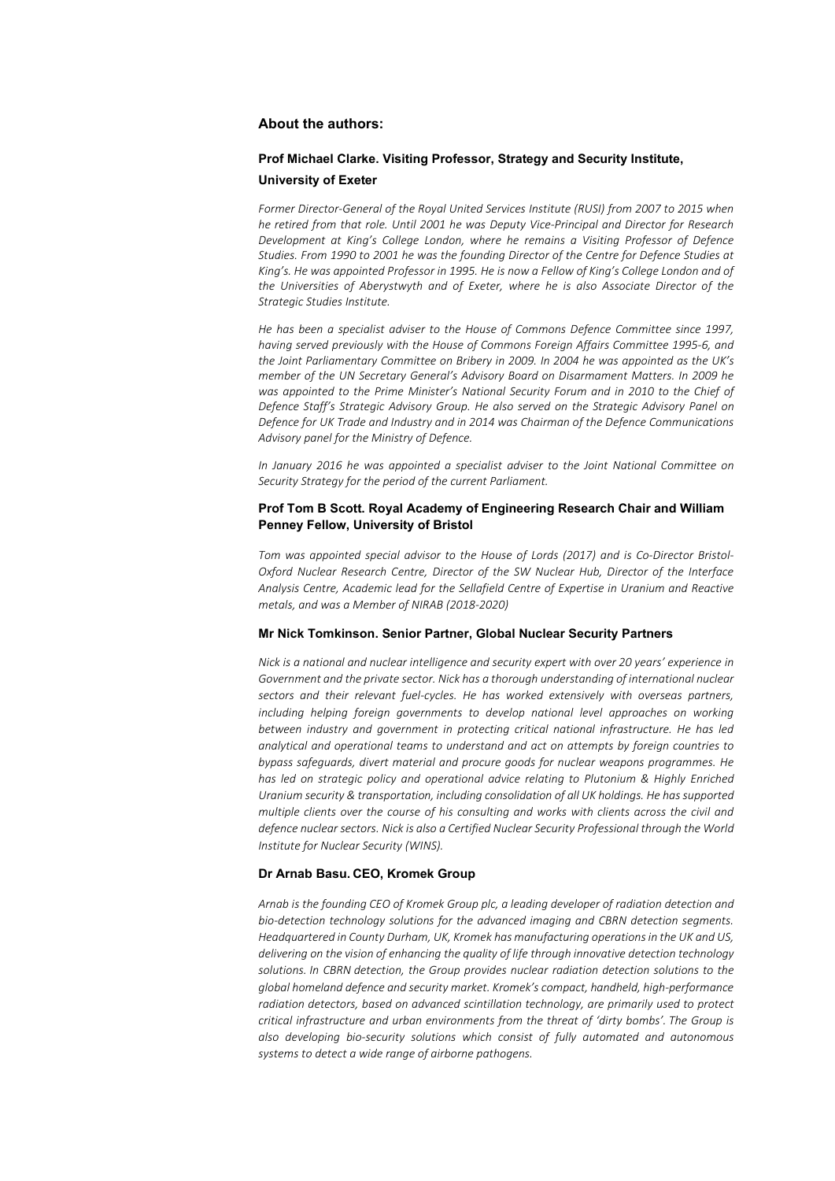### About the authors:

#### Prof Michael Clarke. Visiting Professor, Strategy and Security Institute, University of Exeter

*Former Director-General of the Royal United Services Institute (RUSI) from 2007 to 2015 when he retired from that role. Until 2001 he was Deputy Vice-Principal and Director for Research Development at King's College London, where he remains a Visiting Professor of Defence Studies. From 1990 to 2001 he was the founding Director of the Centre for Defence Studies at King's. He was appointed Professor in 1995. He is now a Fellow of King's College London and of the Universities of Aberystwyth and of Exeter, where he is also Associate Director of the Strategic Studies Institute.*

*He has been a specialist adviser to the House of Commons Defence Committee since 1997, having served previously with the House of Commons Foreign Affairs Committee 1995-6, and the Joint Parliamentary Committee on Bribery in 2009. In 2004 he was appointed as the UK's member of the UN Secretary General's Advisory Board on Disarmament Matters. In 2009 he was appointed to the Prime Minister's National Security Forum and in 2010 to the Chief of Defence Staff's Strategic Advisory Group. He also served on the Strategic Advisory Panel on Defence for UK Trade and Industry and in 2014 was Chairman of the Defence Communications Advisory panel for the Ministry of Defence.*

*In January 2016 he was appointed a specialist adviser to the Joint National Committee on Security Strategy for the period of the current Parliament.*

#### Prof Tom B Scott. Royal Academy of Engineering Research Chair and William Penney Fellow, University of Bristol

*Tom was appointed special advisor to the House of Lords (2017) and is Co-Director Bristol-Oxford Nuclear Research Centre, Director of the SW Nuclear Hub, Director of the Interface Analysis Centre, Academic lead for the Sellafield Centre of Expertise in Uranium and Reactive metals, and was a Member of NIRAB (2018-2020)*

#### Mr Nick Tomkinson. Senior Partner, Global Nuclear Security Partners

*Nick is a national and nuclear intelligence and security expert with over 20 years' experience in Government and the private sector. Nick has a thorough understanding of international nuclear sectors and their relevant fuel-cycles. He has worked extensively with overseas partners, including helping foreign governments to develop national level approaches on working between industry and government in protecting critical national infrastructure. He has led analytical and operational teams to understand and act on attempts by foreign countries to bypass safeguards, divert material and procure goods for nuclear weapons programmes. He has led on strategic policy and operational advice relating to Plutonium & Highly Enriched Uranium security & transportation, including consolidation of all UK holdings. He has supported multiple clients over the course of his consulting and works with clients across the civil and defence nuclear sectors. Nick is also a Certified Nuclear Security Professional through the World Institute for Nuclear Security (WINS).*

#### Dr Arnab Basu. CEO, Kromek Group

*Arnab is the founding CEO of Kromek Group plc, a leading developer of radiation detection and bio-detection technology solutions for the advanced imaging and CBRN detection segments. Headquartered in County Durham, UK, Kromek has manufacturing operations in the UK and US, delivering on the vision of enhancing the quality of life through innovative detection technology solutions. In CBRN detection, the Group provides nuclear radiation detection solutions to the global homeland defence and security market. Kromek's compact, handheld, high-performance radiation detectors, based on advanced scintillation technology, are primarily used to protect critical infrastructure and urban environments from the threat of 'dirty bombs'. The Group is also developing bio-security solutions which consist of fully automated and autonomous systems to detect a wide range of airborne pathogens.*